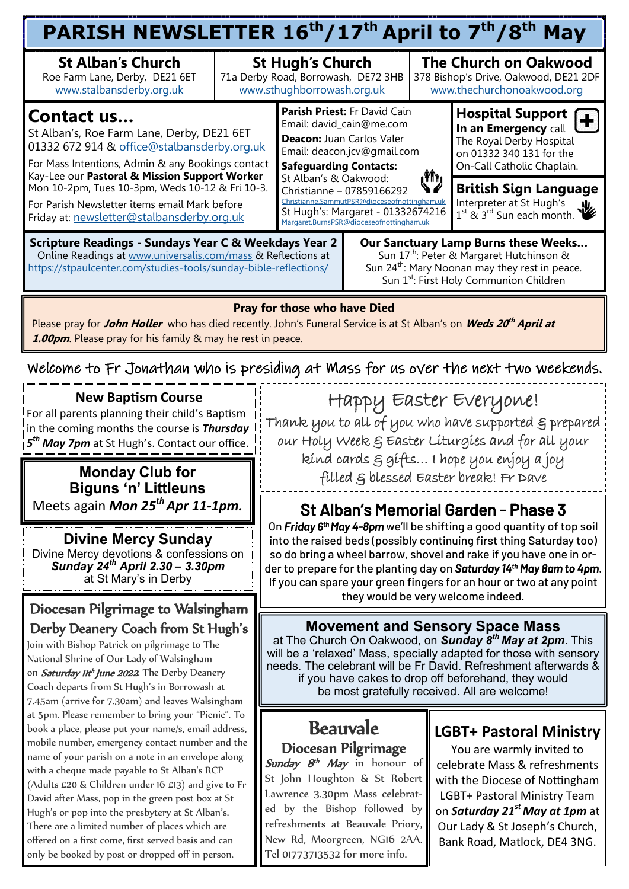# PARISH NEWSLETTER 16th/17th April to 7th/8th May

**St Alban's Church**
Roe Farm Lane, Derby, DE21 6ET
www.stalbansderby.org.uk

**St Hugh's Church**
71a Derby Road, Borrowash, DE72 3HB
www.sthughborrowash.org.uk

**The Church on Oakwood**
378 Bishop's Drive, Oakwood, DE21 2DF
www.thechurchonoakwood.org

## Contact us...

St Alban's, Roe Farm Lane, Derby, DE21 6ET
01332 672 914 & office@stalbansderby.org.uk

For Mass Intentions, Admin & any Bookings contact Kay-Lee our **Pastoral & Mission Support Worker** Mon 10-2pm, Tues 10-3pm, Weds 10-12 & Fri 10-3.

For Parish Newsletter items email Mark before Friday at: newsletter@stalbansderby.org.uk

**Parish Priest:** Fr David Cain
Email: david_cain@me.com

**Deacon:** Juan Carlos Valer
Email: deacon.jcv@gmail.com

**Safeguarding Contacts:**
St Alban's & Oakwood:
Christianne – 07859166292
Christianne.SammutPSR@dioceseofnottingham.uk
St Hugh's: Margaret - 01332674216
Margaret.BurnsPSR@dioceseofnottingham.uk

## Hospital Support

**In an Emergency** call The Royal Derby Hospital on 01332 340 131 for the On-Call Catholic Chaplain.

## British Sign Language

Interpreter at St Hugh's 1st & 3rd Sun each month.

**Scripture Readings - Sundays Year C & Weekdays Year 2**
Online Readings at www.universalis.com/mass & Reflections at https://stpaulcenter.com/studies-tools/sunday-bible-reflections/

**Our Sanctuary Lamp Burns these Weeks...**
Sun 17th: Peter & Margaret Hutchinson &
Sun 24th: Mary Noonan may they rest in peace.
Sun 1st: First Holy Communion Children

### Pray for those who have Died

Please pray for ***John Holler*** who has died recently. John's Funeral Service is at St Alban's on ***Weds 20th April at 1.00pm***. Please pray for his family & may he rest in peace.

Welcome to Fr Jonathan who is presiding at Mass for us over the next two weekends.

### New Baptism Course

For all parents planning their child's Baptism in the coming months the course is ***Thursday 5th May 7pm*** at St Hugh's. Contact our office.

### Monday Club for Biguns 'n' Littleuns

Meets again ***Mon 25th Apr 11-1pm.***

### Divine Mercy Sunday

Divine Mercy devotions & confessions on ***Sunday 24th April 2.30 – 3.30pm*** at St Mary's in Derby

### Diocesan Pilgrimage to Walsingham
### Derby Deanery Coach from St Hugh's

Join with Bishop Patrick on pilgrimage to The National Shrine of Our Lady of Walsingham on ***Saturday 11th June 2022***. The Derby Deanery Coach departs from St Hugh's in Borrowash at 7.45am (arrive for 7.30am) and leaves Walsingham at 5pm. Please remember to bring your "Picnic". To book a place, please put your name/s, email address, mobile number, emergency contact number and the name of your parish on a note in an envelope along with a cheque made payable to St Alban's RCP (Adults £20 & Children under 16 £13) and give to Fr David after Mass, pop in the green post box at St Hugh's or pop into the presbytery at St Alban's. There are a limited number of places which are offered on a first come, first served basis and can only be booked by post or dropped off in person.

## Happy Easter Everyone!

Thank you to all of you who have supported & prepared our Holy Week & Easter Liturgies and for all your kind cards & gifts... I hope you enjoy a joy filled & blessed Easter break! Fr Dave

### St Alban's Memorial Garden - Phase 3

On ***Friday 6th May 4-8pm*** we'll be shifting a good quantity of top soil into the raised beds (possibly continuing first thing Saturday too) so do bring a wheel barrow, shovel and rake if you have one in order to prepare for the planting day on ***Saturday 14th May 8am to 4pm***. If you can spare your green fingers for an hour or two at any point they would be very welcome indeed.

### Movement and Sensory Space Mass

at The Church On Oakwood, on ***Sunday 8th May at 2pm***. This will be a 'relaxed' Mass, specially adapted for those with sensory needs. The celebrant will be Fr David. Refreshment afterwards & if you have cakes to drop off beforehand, they would be most gratefully received. All are welcome!

### Beauvale Diocesan Pilgrimage

***Sunday 8th May*** in honour of St John Houghton & St Robert Lawrence 3.30pm Mass celebrated by the Bishop followed by refreshments at Beauvale Priory, New Rd, Moorgreen, NG16 2AA. Tel 01773713532 for more info.

### LGBT+ Pastoral Ministry

You are warmly invited to celebrate Mass & refreshments with the Diocese of Nottingham LGBT+ Pastoral Ministry Team on ***Saturday 21st May at 1pm*** at Our Lady & St Joseph's Church, Bank Road, Matlock, DE4 3NG.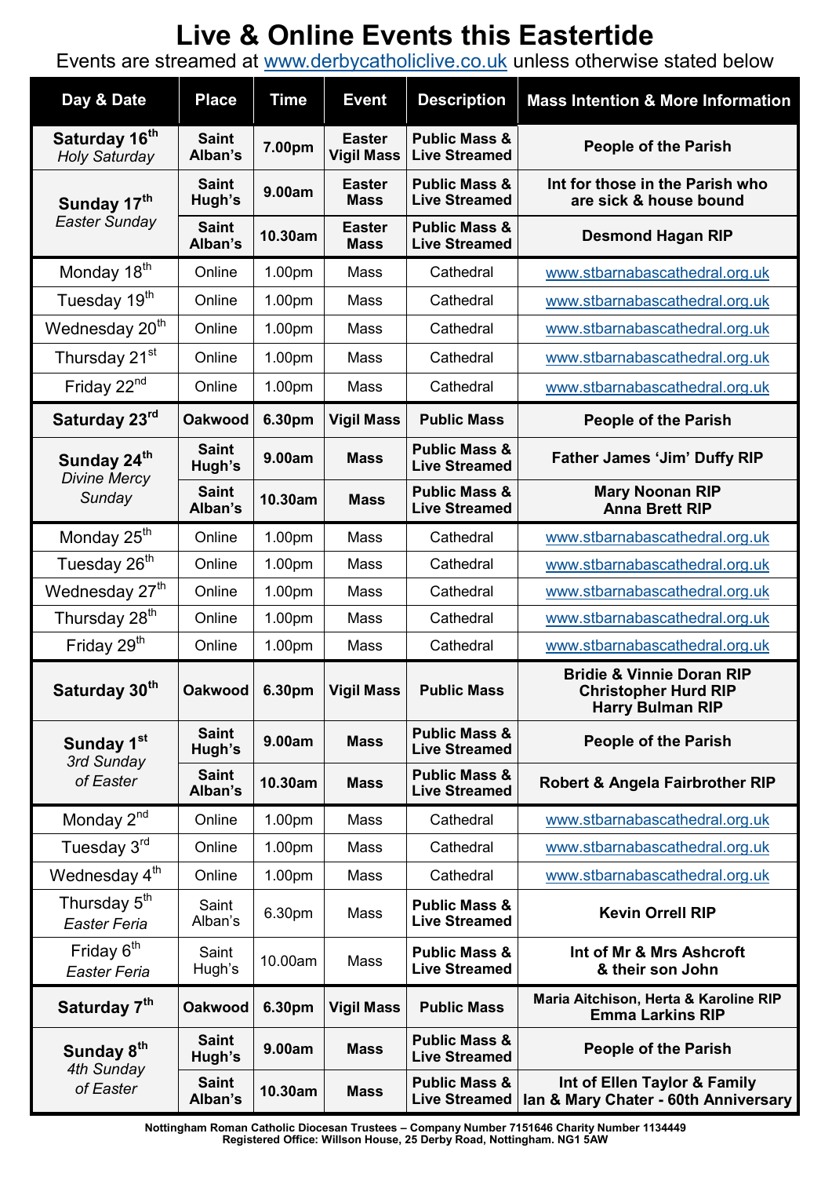# Live & Online Events this Eastertide

Events are streamed at www.derbycatholiclive.co.uk unless otherwise stated below

| Day & Date | Place | Time | Event | Description | Mass Intention & More Information |
|---|---|---|---|---|---|
| **Saturday 16th** *Holy Saturday* | **Saint Alban's** | **7.00pm** | **Easter Vigil Mass** | **Public Mass & Live Streamed** | **People of the Parish** |
| **Sunday 17th** *Easter Sunday* | **Saint Hugh's** | **9.00am** | **Easter Mass** | **Public Mass & Live Streamed** | **Int for those in the Parish who are sick & house bound** |
| | **Saint Alban's** | **10.30am** | **Easter Mass** | **Public Mass & Live Streamed** | **Desmond Hagan RIP** |
| Monday 18th | Online | 1.00pm | Mass | Cathedral | www.stbarnabascathedral.org.uk |
| Tuesday 19th | Online | 1.00pm | Mass | Cathedral | www.stbarnabascathedral.org.uk |
| Wednesday 20th | Online | 1.00pm | Mass | Cathedral | www.stbarnabascathedral.org.uk |
| Thursday 21st | Online | 1.00pm | Mass | Cathedral | www.stbarnabascathedral.org.uk |
| Friday 22nd | Online | 1.00pm | Mass | Cathedral | www.stbarnabascathedral.org.uk |
| **Saturday 23rd** | **Oakwood** | **6.30pm** | **Vigil Mass** | **Public Mass** | **People of the Parish** |
| **Sunday 24th** *Divine Mercy Sunday* | **Saint Hugh's** | **9.00am** | **Mass** | **Public Mass & Live Streamed** | **Father James 'Jim' Duffy RIP** |
| | **Saint Alban's** | **10.30am** | **Mass** | **Public Mass & Live Streamed** | **Mary Noonan RIP Anna Brett RIP** |
| Monday 25th | Online | 1.00pm | Mass | Cathedral | www.stbarnabascathedral.org.uk |
| Tuesday 26th | Online | 1.00pm | Mass | Cathedral | www.stbarnabascathedral.org.uk |
| Wednesday 27th | Online | 1.00pm | Mass | Cathedral | www.stbarnabascathedral.org.uk |
| Thursday 28th | Online | 1.00pm | Mass | Cathedral | www.stbarnabascathedral.org.uk |
| Friday 29th | Online | 1.00pm | Mass | Cathedral | www.stbarnabascathedral.org.uk |
| **Saturday 30th** | **Oakwood** | **6.30pm** | **Vigil Mass** | **Public Mass** | **Bridie & Vinnie Doran RIP Christopher Hurd RIP Harry Bulman RIP** |
| **Sunday 1st** *3rd Sunday of Easter* | **Saint Hugh's** | **9.00am** | **Mass** | **Public Mass & Live Streamed** | **People of the Parish** |
| | **Saint Alban's** | **10.30am** | **Mass** | **Public Mass & Live Streamed** | **Robert & Angela Fairbrother RIP** |
| Monday 2nd | Online | 1.00pm | Mass | Cathedral | www.stbarnabascathedral.org.uk |
| Tuesday 3rd | Online | 1.00pm | Mass | Cathedral | www.stbarnabascathedral.org.uk |
| Wednesday 4th | Online | 1.00pm | Mass | Cathedral | www.stbarnabascathedral.org.uk |
| Thursday 5th *Easter Feria* | Saint Alban's | 6.30pm | Mass | **Public Mass & Live Streamed** | **Kevin Orrell RIP** |
| Friday 6th *Easter Feria* | Saint Hugh's | 10.00am | Mass | **Public Mass & Live Streamed** | **Int of Mr & Mrs Ashcroft & their son John** |
| **Saturday 7th** | **Oakwood** | **6.30pm** | **Vigil Mass** | **Public Mass** | **Maria Aitchison, Herta & Karoline RIP Emma Larkins RIP** |
| **Sunday 8th** *4th Sunday of Easter* | **Saint Hugh's** | **9.00am** | **Mass** | **Public Mass & Live Streamed** | **People of the Parish** |
| | **Saint Alban's** | **10.30am** | **Mass** | **Public Mass & Live Streamed** | **Int of Ellen Taylor & Family Ian & Mary Chater - 60th Anniversary** |

**Nottingham Roman Catholic Diocesan Trustees – Company Number 7151646 Charity Number 1134449**
**Registered Office: Willson House, 25 Derby Road, Nottingham. NG1 5AW**